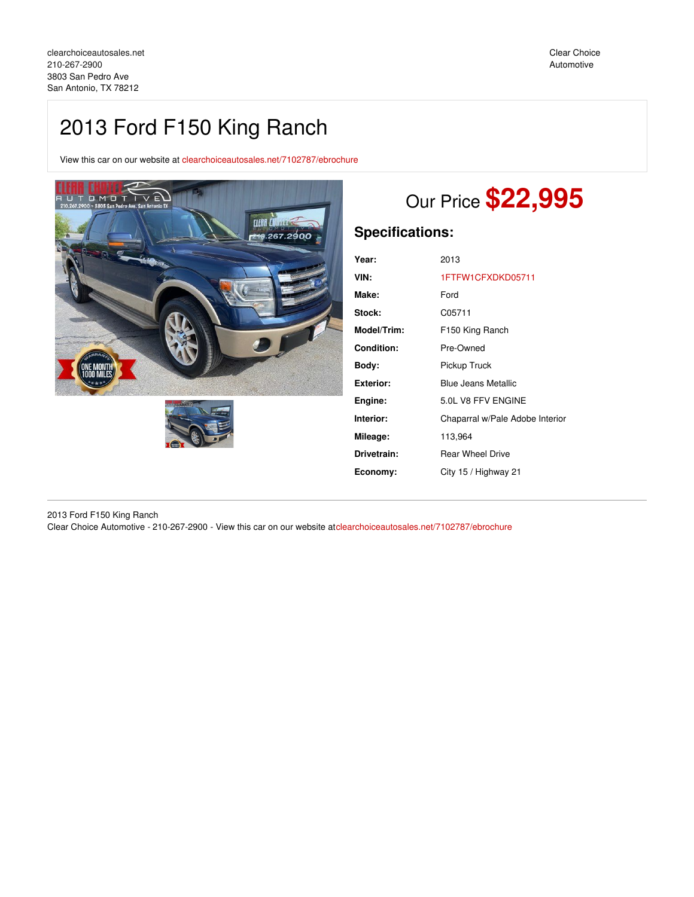clearchoiceautosales.net
210-267-2900
3803 San Pedro Ave
San Antonio, TX 78212

Clear Choice Automotive

# 2013 Ford F150 King Ranch

View this car on our website at clearchoiceautosales.net/7102787/ebrochure

Our Price **$22,995**

## Specifications:

| | |
|---|---|
| **Year:** | 2013 |
| **VIN:** | 1FTFW1CFXDKD05711 |
| **Make:** | Ford |
| **Stock:** | C05711 |
| **Model/Trim:** | F150 King Ranch |
| **Condition:** | Pre-Owned |
| **Body:** | Pickup Truck |
| **Exterior:** | Blue Jeans Metallic |
| **Engine:** | 5.0L V8 FFV ENGINE |
| **Interior:** | Chaparral w/Pale Adobe Interior |
| **Mileage:** | 113,964 |
| **Drivetrain:** | Rear Wheel Drive |
| **Economy:** | City 15 / Highway 21 |

2013 Ford F150 King Ranch
Clear Choice Automotive - 210-267-2900 - View this car on our website atclearchoiceautosales.net/7102787/ebrochure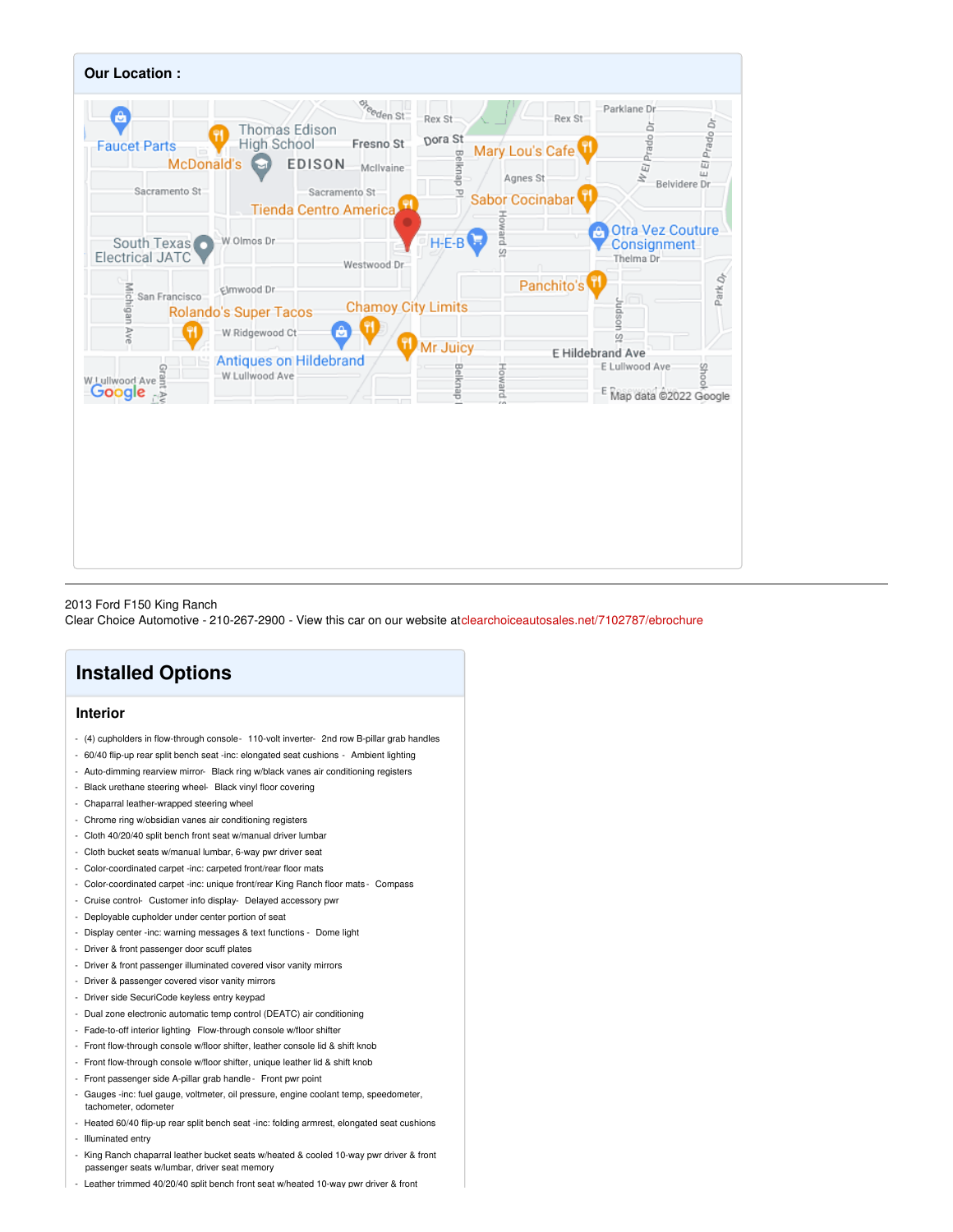## Our Location :

2013 Ford F150 King Ranch
Clear Choice Automotive - 210-267-2900 - View this car on our website atclearchoiceautosales.net/7102787/ebrochure

# Installed Options

## Interior

- (4) cupholders in flow-through console - 110-volt inverter - 2nd row B-pillar grab handles
- 60/40 flip-up rear split bench seat -inc: elongated seat cushions - Ambient lighting
- Auto-dimming rearview mirror - Black ring w/black vanes air conditioning registers
- Black urethane steering wheel - Black vinyl floor covering
- Chaparral leather-wrapped steering wheel
- Chrome ring w/obsidian vanes air conditioning registers
- Cloth 40/20/40 split bench front seat w/manual driver lumbar
- Cloth bucket seats w/manual lumbar, 6-way pwr driver seat
- Color-coordinated carpet -inc: carpeted front/rear floor mats
- Color-coordinated carpet -inc: unique front/rear King Ranch floor mats - Compass
- Cruise control - Customer info display - Delayed accessory pwr
- Deployable cupholder under center portion of seat
- Display center -inc: warning messages & text functions - Dome light
- Driver & front passenger door scuff plates
- Driver & front passenger illuminated covered visor vanity mirrors
- Driver & passenger covered visor vanity mirrors
- Driver side SecuriCode keyless entry keypad
- Dual zone electronic automatic temp control (DEATC) air conditioning
- Fade-to-off interior lighting - Flow-through console w/floor shifter
- Front flow-through console w/floor shifter, leather console lid & shift knob
- Front flow-through console w/floor shifter, unique leather lid & shift knob
- Front passenger side A-pillar grab handle - Front pwr point
- Gauges -inc: fuel gauge, voltmeter, oil pressure, engine coolant temp, speedometer, tachometer, odometer
- Heated 60/40 flip-up rear split bench seat -inc: folding armrest, elongated seat cushions
- Illuminated entry
- King Ranch chaparral leather bucket seats w/heated & cooled 10-way pwr driver & front passenger seats w/lumbar, driver seat memory
- Leather trimmed 40/20/40 split bench front seat w/heated 10-way pwr driver & front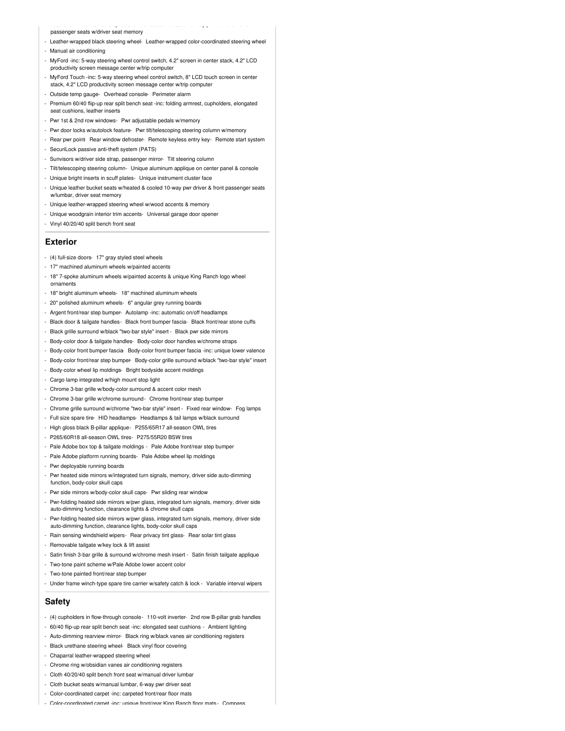passenger seats w/driver seat memory

- Leather-wrapped black steering wheel- Leather-wrapped color-coordinated steering wheel
- Manual air conditioning
- MyFord -inc: 5-way steering wheel control switch, 4.2" screen in center stack, 4.2" LCD productivity screen message center w/trip computer
- MyFord Touch -inc: 5-way steering wheel control switch, 8" LCD touch screen in center stack, 4.2" LCD productivity screen message center w/trip computer
- Outside temp gauge- Overhead console- Perimeter alarm
- Premium 60/40 flip-up rear split bench seat -inc: folding armrest, cupholders, elongated seat cushions, leather inserts
- Pwr 1st & 2nd row windows- Pwr adjustable pedals w/memory
- Pwr door locks w/autolock feature- Pwr tilt/telescoping steering column w/memory
- Rear pwr point- Rear window defroster- Remote keyless entry key- Remote start system
- SecuriLock passive anti-theft system (PATS)
- Sunvisors w/driver side strap, passenger mirror- Tilt steering column
- Tilt/telescoping steering column- Unique aluminum applique on center panel & console
- Unique bright inserts in scuff plates- Unique instrument cluster face
- Unique leather bucket seats w/heated & cooled 10-way pwr driver & front passenger seats w/lumbar, driver seat memory
- Unique leather-wrapped steering wheel w/wood accents & memory
- Unique woodgrain interior trim accents- Universal garage door opener
- Vinyl 40/20/40 split bench front seat

## Exterior

- (4) full-size doors- 17" gray styled steel wheels
- 17" machined aluminum wheels w/painted accents
- 18" 7-spoke aluminum wheels w/painted accents & unique King Ranch logo wheel ornaments
- 18" bright aluminum wheels- 18" machined aluminum wheels
- 20" polished aluminum wheels- 6" angular grey running boards
- Argent front/rear step bumper- Autolamp -inc: automatic on/off headlamps
- Black door & tailgate handles- Black front bumper fascia- Black front/rear stone cuffs
- Black grille surround w/black "two-bar style" insert - Black pwr side mirrors
- Body-color door & tailgate handles- Body-color door handles w/chrome straps
- Body-color front bumper fascia- Body-color front bumper fascia -inc: unique lower valence
- Body-color front/rear step bumper- Body-color grille surround w/black "two-bar style" insert
- Body-color wheel lip moldings- Bright bodyside accent moldings
- Cargo lamp integrated w/high mount stop light
- Chrome 3-bar grille w/body-color surround & accent color mesh
- Chrome 3-bar grille w/chrome surround- Chrome front/rear step bumper
- Chrome grille surround w/chrome "two-bar style" insert - Fixed rear window- Fog lamps
- Full size spare tire- HID headlamps- Headlamps & tail lamps w/black surround
- High gloss black B-pillar applique- P255/65R17 all-season OWL tires
- P265/60R18 all-season OWL tires- P275/55R20 BSW tires
- Pale Adobe box top & tailgate moldings - Pale Adobe front/rear step bumper
- Pale Adobe platform running boards- Pale Adobe wheel lip moldings
- Pwr deployable running boards
- Pwr heated side mirrors w/integrated turn signals, memory, driver side auto-dimming function, body-color skull caps
- Pwr side mirrors w/body-color skull caps- Pwr sliding rear window
- Pwr-folding heated side mirrors w/pwr glass, integrated turn signals, memory, driver side auto-dimming function, clearance lights & chrome skull caps
- Pwr-folding heated side mirrors w/pwr glass, integrated turn signals, memory, driver side auto-dimming function, clearance lights, body-color skull caps
- Rain sensing windshield wipers- Rear privacy tint glass- Rear solar tint glass
- Removable tailgate w/key lock & lift assist
- Satin finish 3-bar grille & surround w/chrome mesh insert - Satin finish tailgate applique
- Two-tone paint scheme w/Pale Adobe lower accent color
- Two-tone painted front/rear step bumper
- Under frame winch-type spare tire carrier w/safety catch & lock - Variable interval wipers

## Safety

- (4) cupholders in flow-through console- 110-volt inverter- 2nd row B-pillar grab handles
- 60/40 flip-up rear split bench seat -inc: elongated seat cushions - Ambient lighting
- Auto-dimming rearview mirror- Black ring w/black vanes air conditioning registers
- Black urethane steering wheel- Black vinyl floor covering
- Chaparral leather-wrapped steering wheel
- Chrome ring w/obsidian vanes air conditioning registers
- Cloth 40/20/40 split bench front seat w/manual driver lumbar
- Cloth bucket seats w/manual lumbar, 6-way pwr driver seat
- Color-coordinated carpet -inc: carpeted front/rear floor mats
- Color-coordinated carpet -inc: unique front/rear King Ranch floor mats - Compass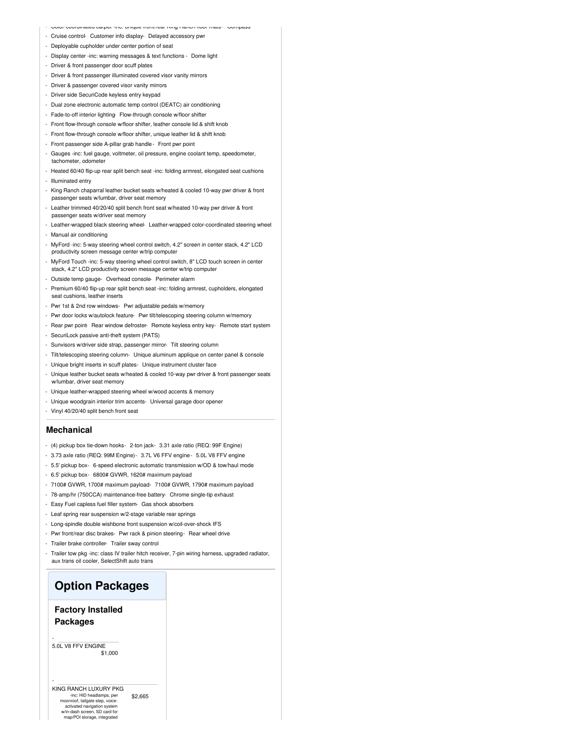- Color-coordinated carpet -inc: unique front/rear King Ranch floor mats - Compass
- Cruise control - Customer info display - Delayed accessory pwr
- Deployable cupholder under center portion of seat
- Display center -inc: warning messages & text functions - Dome light
- Driver & front passenger door scuff plates
- Driver & front passenger illuminated covered visor vanity mirrors
- Driver & passenger covered visor vanity mirrors
- Driver side SecuriCode keyless entry keypad
- Dual zone electronic automatic temp control (DEATC) air conditioning
- Fade-to-off interior lighting - Flow-through console w/floor shifter
- Front flow-through console w/floor shifter, leather console lid & shift knob
- Front flow-through console w/floor shifter, unique leather lid & shift knob
- Front passenger side A-pillar grab handle - Front pwr point
- Gauges -inc: fuel gauge, voltmeter, oil pressure, engine coolant temp, speedometer, tachometer, odometer
- Heated 60/40 flip-up rear split bench seat -inc: folding armrest, elongated seat cushions
- Illuminated entry
- King Ranch chaparral leather bucket seats w/heated & cooled 10-way pwr driver & front passenger seats w/lumbar, driver seat memory
- Leather trimmed 40/20/40 split bench front seat w/heated 10-way pwr driver & front passenger seats w/driver seat memory
- Leather-wrapped black steering wheel - Leather-wrapped color-coordinated steering wheel
- Manual air conditioning
- MyFord -inc: 5-way steering wheel control switch, 4.2" screen in center stack, 4.2" LCD productivity screen message center w/trip computer
- MyFord Touch -inc: 5-way steering wheel control switch, 8" LCD touch screen in center stack, 4.2" LCD productivity screen message center w/trip computer
- Outside temp gauge - Overhead console - Perimeter alarm
- Premium 60/40 flip-up rear split bench seat -inc: folding armrest, cupholders, elongated seat cushions, leather inserts
- Pwr 1st & 2nd row windows - Pwr adjustable pedals w/memory
- Pwr door locks w/autolock feature - Pwr tilt/telescoping steering column w/memory
- Rear pwr point - Rear window defroster - Remote keyless entry key - Remote start system
- SecuriLock passive anti-theft system (PATS)
- Sunvisors w/driver side strap, passenger mirror - Tilt steering column
- Tilt/telescoping steering column - Unique aluminum applique on center panel & console
- Unique bright inserts in scuff plates - Unique instrument cluster face
- Unique leather bucket seats w/heated & cooled 10-way pwr driver & front passenger seats w/lumbar, driver seat memory
- Unique leather-wrapped steering wheel w/wood accents & memory
- Unique woodgrain interior trim accents - Universal garage door opener
- Vinyl 40/20/40 split bench front seat

## Mechanical

- (4) pickup box tie-down hooks - 2-ton jack - 3.31 axle ratio (REQ: 99F Engine)
- 3.73 axle ratio (REQ: 99M Engine) - 3.7L V6 FFV engine - 5.0L V8 FFV engine
- 5.5' pickup box - 6-speed electronic automatic transmission w/OD & tow/haul mode
- 6.5' pickup box - 6800# GVWR, 1620# maximum payload
- 7100# GVWR, 1700# maximum payload - 7100# GVWR, 1790# maximum payload
- 78-amp/hr (750CCA) maintenance-free battery - Chrome single-tip exhaust
- Easy Fuel capless fuel filler system - Gas shock absorbers
- Leaf spring rear suspension w/2-stage variable rear springs
- Long-spindle double wishbone front suspension w/coil-over-shock IFS
- Pwr front/rear disc brakes - Pwr rack & pinion steering - Rear wheel drive
- Trailer brake controller - Trailer sway control
- Trailer tow pkg -inc: class IV trailer hitch receiver, 7-pin wiring harness, upgraded radiator, aux trans oil cooler, SelectShift auto trans

# Option Packages

## Factory Installed Packages

- 5.0L V8 FFV ENGINE — $1,000
- KING RANCH LUXURY PKG -inc: HID headlamps, pwr moonroof, tailgate step, voice-activated navigation system w/in-dash screen, SD card for map/POI storage, integrated — $2,665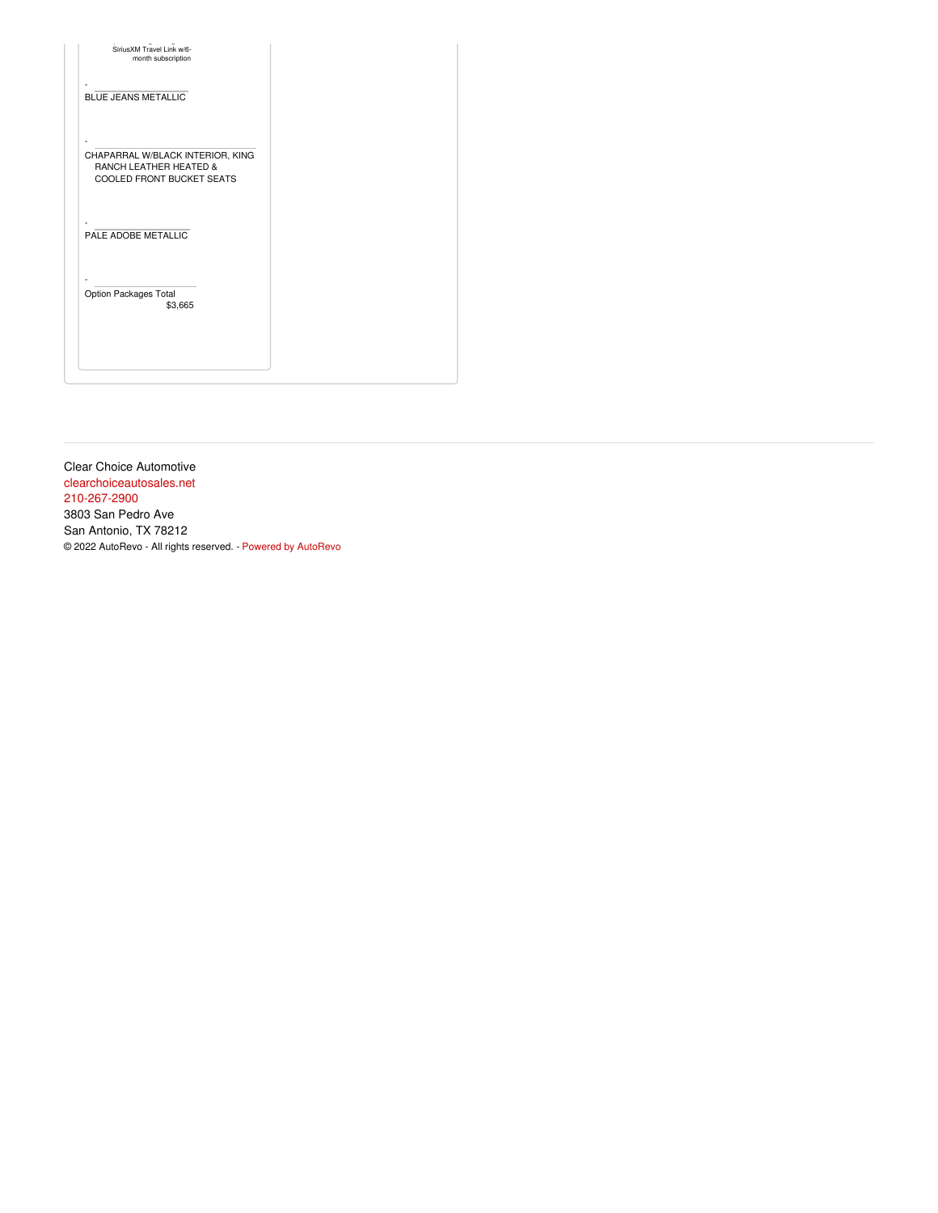SiriusXM Travel Link w/6-month subscription

BLUE JEANS METALLIC

CHAPARRAL W/BLACK INTERIOR, KING RANCH LEATHER HEATED & COOLED FRONT BUCKET SEATS

PALE ADOBE METALLIC

Option Packages Total $3,665

Clear Choice Automotive
clearchoiceautosales.net
210-267-2900
3803 San Pedro Ave
San Antonio, TX 78212
© 2022 AutoRevo - All rights reserved. - Powered by AutoRevo